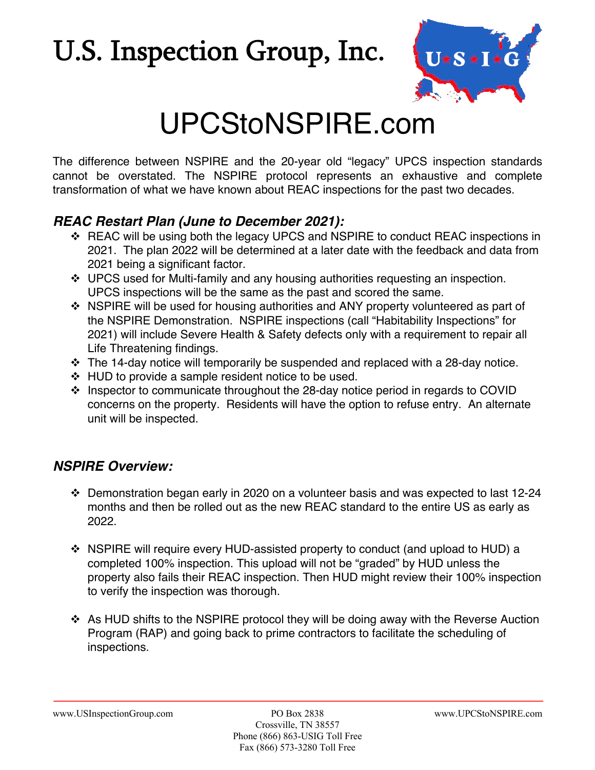# U.S. Inspection Group, Inc.

# UPCStoNSPIRE.com

The difference between NSPIRE and the 20-year old "legacy" UPCS inspection standards cannot be overstated. The NSPIRE protocol represents an exhaustive and complete transformation of what we have known about REAC inspections for the past two decades.

### *REAC Restart Plan (June to December 2021):*

- REAC will be using both the legacy UPCS and NSPIRE to conduct REAC inspections in 2021. The plan 2022 will be determined at a later date with the feedback and data from 2021 being a significant factor.
- UPCS used for Multi-family and any housing authorities requesting an inspection. UPCS inspections will be the same as the past and scored the same.
- NSPIRE will be used for housing authorities and ANY property volunteered as part of the NSPIRE Demonstration. NSPIRE inspections (call "Habitability Inspections" for 2021) will include Severe Health & Safety defects only with a requirement to repair all Life Threatening findings.
- The 14-day notice will temporarily be suspended and replaced with a 28-day notice.
- HUD to provide a sample resident notice to be used.
- Inspector to communicate throughout the 28-day notice period in regards to COVID concerns on the property. Residents will have the option to refuse entry. An alternate unit will be inspected.

### *NSPIRE Overview:*

- Demonstration began early in 2020 on a volunteer basis and was expected to last 12-24 months and then be rolled out as the new REAC standard to the entire US as early as 2022.

- NSPIRE will require every HUD-assisted property to conduct (and upload to HUD) a completed 100% inspection. This upload will not be "graded" by HUD unless the property also fails their REAC inspection. Then HUD might review their 100% inspection to verify the inspection was thorough.

- As HUD shifts to the NSPIRE protocol they will be doing away with the Reverse Auction Program (RAP) and going back to prime contractors to facilitate the scheduling of inspections.

www.USInspectionGroup.com | PO Box 2838, Crossville, TN 38557 | Phone (866) 863-USIG Toll Free | Fax (866) 573-3280 Toll Free | www.UPCStoNSPIRE.com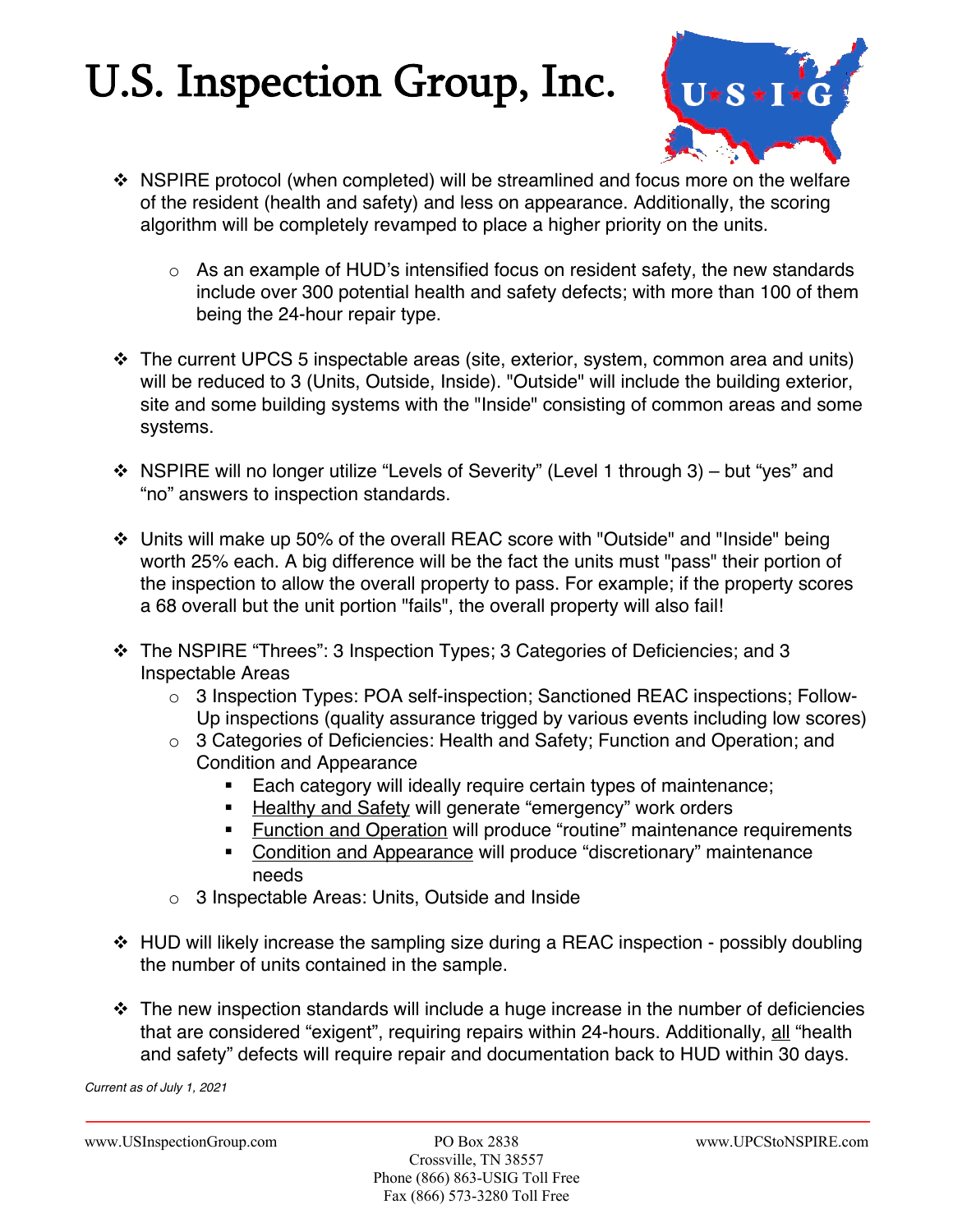# U.S. Inspection Group, Inc.

- NSPIRE protocol (when completed) will be streamlined and focus more on the welfare of the resident (health and safety) and less on appearance. Additionally, the scoring algorithm will be completely revamped to place a higher priority on the units.
  - As an example of HUD's intensified focus on resident safety, the new standards include over 300 potential health and safety defects; with more than 100 of them being the 24-hour repair type.

- The current UPCS 5 inspectable areas (site, exterior, system, common area and units) will be reduced to 3 (Units, Outside, Inside). "Outside" will include the building exterior, site and some building systems with the "Inside" consisting of common areas and some systems.

- NSPIRE will no longer utilize "Levels of Severity" (Level 1 through 3) – but "yes" and "no" answers to inspection standards.

- Units will make up 50% of the overall REAC score with "Outside" and "Inside" being worth 25% each. A big difference will be the fact the units must "pass" their portion of the inspection to allow the overall property to pass. For example; if the property scores a 68 overall but the unit portion "fails", the overall property will also fail!

- The NSPIRE "Threes": 3 Inspection Types; 3 Categories of Deficiencies; and 3 Inspectable Areas
  - 3 Inspection Types: POA self-inspection; Sanctioned REAC inspections; Follow-Up inspections (quality assurance trigged by various events including low scores)
  - 3 Categories of Deficiencies: Health and Safety; Function and Operation; and Condition and Appearance
    - Each category will ideally require certain types of maintenance;
    - Healthy and Safety will generate "emergency" work orders
    - Function and Operation will produce "routine" maintenance requirements
    - Condition and Appearance will produce "discretionary" maintenance needs
  - 3 Inspectable Areas: Units, Outside and Inside

- HUD will likely increase the sampling size during a REAC inspection - possibly doubling the number of units contained in the sample.

- The new inspection standards will include a huge increase in the number of deficiencies that are considered "exigent", requiring repairs within 24-hours. Additionally, all "health and safety" defects will require repair and documentation back to HUD within 30 days.

*Current as of July 1, 2021*

www.USInspectionGroup.com

PO Box 2838
Crossville, TN 38557
Phone (866) 863-USIG Toll Free
Fax (866) 573-3280 Toll Free

www.UPCStoNSPIRE.com